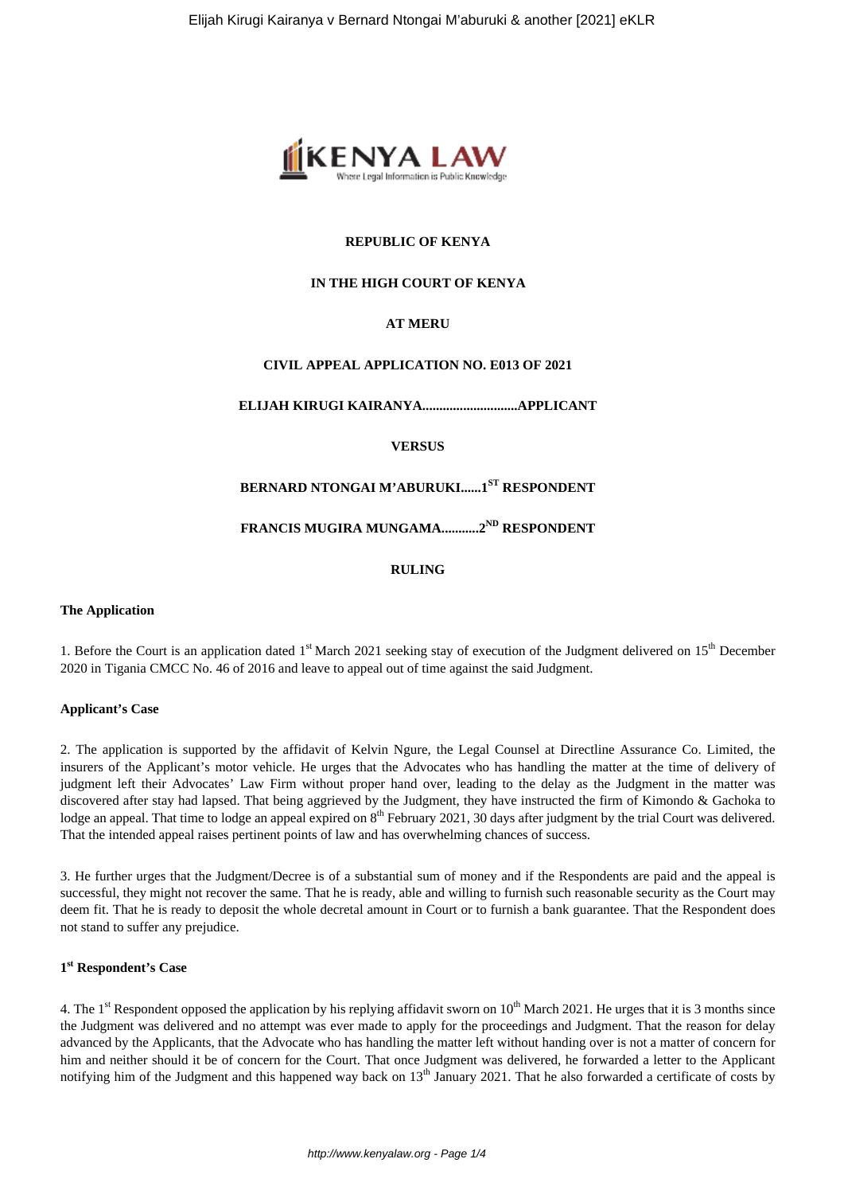**REPUBLIC OF KENYA**

**IN THE HIGH COURT OF KENYA**

**AT MERU**

**CIVIL APPEAL APPLICATION NO. E013 OF 2021**

**ELIJAH KIRUGI KAIRANYA............................APPLICANT**

**VERSUS**

**BERNARD NTONGAI M'ABURUKI......1ST RESPONDENT**

**FRANCIS MUGIRA MUNGAMA...........2ND RESPONDENT**

**RULING**

**The Application**

1. Before the Court is an application dated 1st March 2021 seeking stay of execution of the Judgment delivered on 15th December 2020 in Tigania CMCC No. 46 of 2016 and leave to appeal out of time against the said Judgment.

**Applicant's Case**

2. The application is supported by the affidavit of Kelvin Ngure, the Legal Counsel at Directline Assurance Co. Limited, the insurers of the Applicant's motor vehicle. He urges that the Advocates who has handling the matter at the time of delivery of judgment left their Advocates' Law Firm without proper hand over, leading to the delay as the Judgment in the matter was discovered after stay had lapsed. That being aggrieved by the Judgment, they have instructed the firm of Kimondo & Gachoka to lodge an appeal. That time to lodge an appeal expired on 8th February 2021, 30 days after judgment by the trial Court was delivered. That the intended appeal raises pertinent points of law and has overwhelming chances of success.

3. He further urges that the Judgment/Decree is of a substantial sum of money and if the Respondents are paid and the appeal is successful, they might not recover the same. That he is ready, able and willing to furnish such reasonable security as the Court may deem fit. That he is ready to deposit the whole decretal amount in Court or to furnish a bank guarantee. That the Respondent does not stand to suffer any prejudice.

**1st Respondent's Case**

4. The 1st Respondent opposed the application by his replying affidavit sworn on 10th March 2021. He urges that it is 3 months since the Judgment was delivered and no attempt was ever made to apply for the proceedings and Judgment. That the reason for delay advanced by the Applicants, that the Advocate who has handling the matter left without handing over is not a matter of concern for him and neither should it be of concern for the Court. That once Judgment was delivered, he forwarded a letter to the Applicant notifying him of the Judgment and this happened way back on 13th January 2021. That he also forwarded a certificate of costs by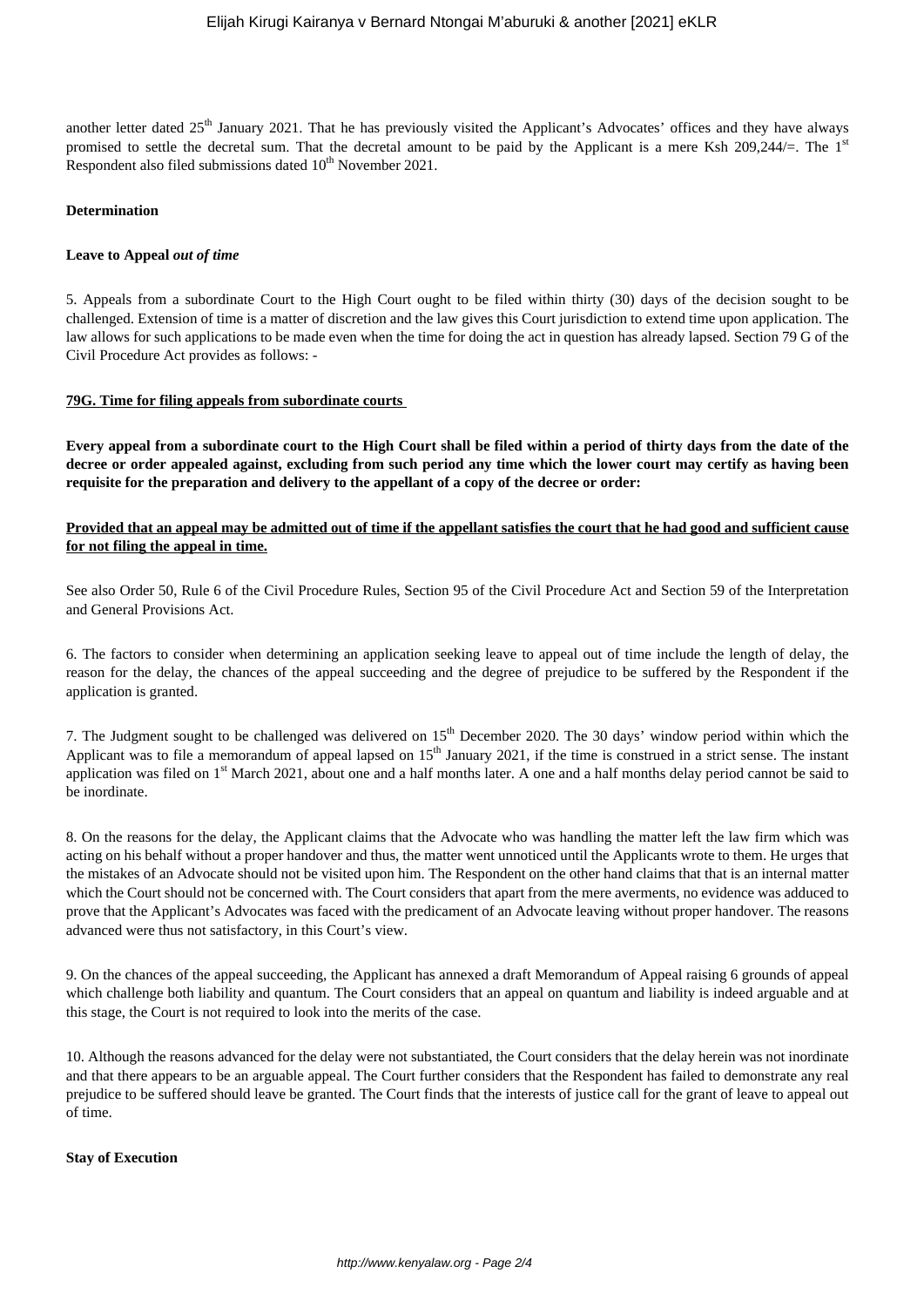another letter dated 25th January 2021. That he has previously visited the Applicant's Advocates' offices and they have always promised to settle the decretal sum. That the decretal amount to be paid by the Applicant is a mere Ksh 209,244/=. The 1st Respondent also filed submissions dated 10th November 2021.

**Determination**

**Leave to Appeal *out of time***

5. Appeals from a subordinate Court to the High Court ought to be filed within thirty (30) days of the decision sought to be challenged. Extension of time is a matter of discretion and the law gives this Court jurisdiction to extend time upon application. The law allows for such applications to be made even when the time for doing the act in question has already lapsed. Section 79 G of the Civil Procedure Act provides as follows: -

**79G. Time for filing appeals from subordinate courts**

**Every appeal from a subordinate court to the High Court shall be filed within a period of thirty days from the date of the decree or order appealed against, excluding from such period any time which the lower court may certify as having been requisite for the preparation and delivery to the appellant of a copy of the decree or order:**

**Provided that an appeal may be admitted out of time if the appellant satisfies the court that he had good and sufficient cause for not filing the appeal in time.**

See also Order 50, Rule 6 of the Civil Procedure Rules, Section 95 of the Civil Procedure Act and Section 59 of the Interpretation and General Provisions Act.

6. The factors to consider when determining an application seeking leave to appeal out of time include the length of delay, the reason for the delay, the chances of the appeal succeeding and the degree of prejudice to be suffered by the Respondent if the application is granted.

7. The Judgment sought to be challenged was delivered on 15th December 2020. The 30 days' window period within which the Applicant was to file a memorandum of appeal lapsed on 15th January 2021, if the time is construed in a strict sense. The instant application was filed on 1st March 2021, about one and a half months later. A one and a half months delay period cannot be said to be inordinate.

8. On the reasons for the delay, the Applicant claims that the Advocate who was handling the matter left the law firm which was acting on his behalf without a proper handover and thus, the matter went unnoticed until the Applicants wrote to them. He urges that the mistakes of an Advocate should not be visited upon him. The Respondent on the other hand claims that that is an internal matter which the Court should not be concerned with. The Court considers that apart from the mere averments, no evidence was adduced to prove that the Applicant's Advocates was faced with the predicament of an Advocate leaving without proper handover. The reasons advanced were thus not satisfactory, in this Court's view.

9. On the chances of the appeal succeeding, the Applicant has annexed a draft Memorandum of Appeal raising 6 grounds of appeal which challenge both liability and quantum. The Court considers that an appeal on quantum and liability is indeed arguable and at this stage, the Court is not required to look into the merits of the case.

10. Although the reasons advanced for the delay were not substantiated, the Court considers that the delay herein was not inordinate and that there appears to be an arguable appeal. The Court further considers that the Respondent has failed to demonstrate any real prejudice to be suffered should leave be granted. The Court finds that the interests of justice call for the grant of leave to appeal out of time.

**Stay of Execution**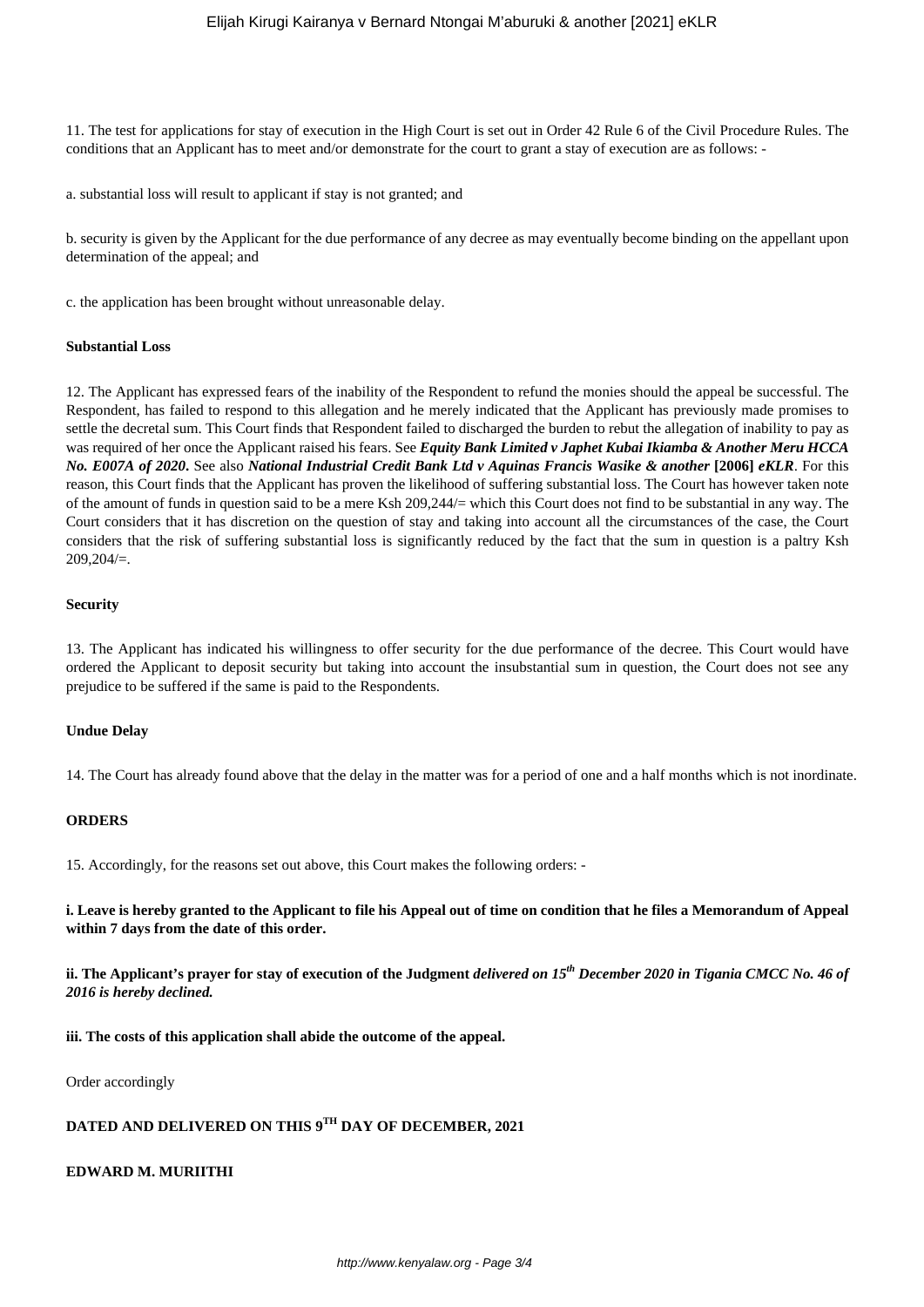11. The test for applications for stay of execution in the High Court is set out in Order 42 Rule 6 of the Civil Procedure Rules. The conditions that an Applicant has to meet and/or demonstrate for the court to grant a stay of execution are as follows: -

a. substantial loss will result to applicant if stay is not granted; and

b. security is given by the Applicant for the due performance of any decree as may eventually become binding on the appellant upon determination of the appeal; and

c. the application has been brought without unreasonable delay.

**Substantial Loss**

12. The Applicant has expressed fears of the inability of the Respondent to refund the monies should the appeal be successful. The Respondent, has failed to respond to this allegation and he merely indicated that the Applicant has previously made promises to settle the decretal sum. This Court finds that Respondent failed to discharged the burden to rebut the allegation of inability to pay as was required of her once the Applicant raised his fears. See ***Equity Bank Limited v Japhet Kubai Ikiamba & Another Meru HCCA No. E007A of 2020***. See also ***National Industrial Credit Bank Ltd v Aquinas Francis Wasike & another* [2006] *eKLR***. For this reason, this Court finds that the Applicant has proven the likelihood of suffering substantial loss. The Court has however taken note of the amount of funds in question said to be a mere Ksh 209,244/= which this Court does not find to be substantial in any way. The Court considers that it has discretion on the question of stay and taking into account all the circumstances of the case, the Court considers that the risk of suffering substantial loss is significantly reduced by the fact that the sum in question is a paltry Ksh 209,204/=.

**Security**

13. The Applicant has indicated his willingness to offer security for the due performance of the decree. This Court would have ordered the Applicant to deposit security but taking into account the insubstantial sum in question, the Court does not see any prejudice to be suffered if the same is paid to the Respondents.

**Undue Delay**

14. The Court has already found above that the delay in the matter was for a period of one and a half months which is not inordinate.

**ORDERS**

15. Accordingly, for the reasons set out above, this Court makes the following orders: -

**i. Leave is hereby granted to the Applicant to file his Appeal out of time on condition that he files a Memorandum of Appeal within 7 days from the date of this order.**

**ii. The Applicant's prayer for stay of execution of the Judgment *delivered on 15th December 2020 in Tigania CMCC No. 46 of 2016 is hereby declined.***

**iii. The costs of this application shall abide the outcome of the appeal.**

Order accordingly

**DATED AND DELIVERED ON THIS 9TH DAY OF DECEMBER, 2021**

**EDWARD M. MURIITHI**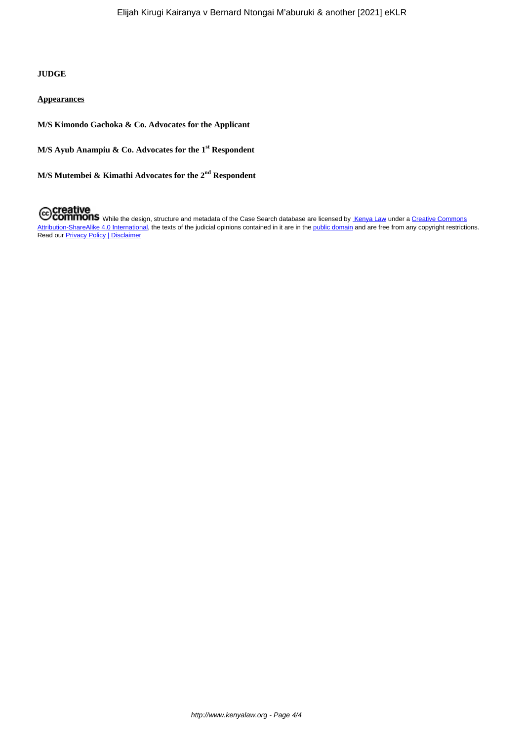**JUDGE**

**Appearances**

**M/S Kimondo Gachoka & Co. Advocates for the Applicant**

**M/S Ayub Anampiu & Co. Advocates for the 1st Respondent**

**M/S Mutembei & Kimathi Advocates for the 2nd Respondent**

While the design, structure and metadata of the Case Search database are licensed by Kenya Law under a Creative Commons Attribution-ShareAlike 4.0 International, the texts of the judicial opinions contained in it are in the public domain and are free from any copyright restrictions. Read our Privacy Policy | Disclaimer